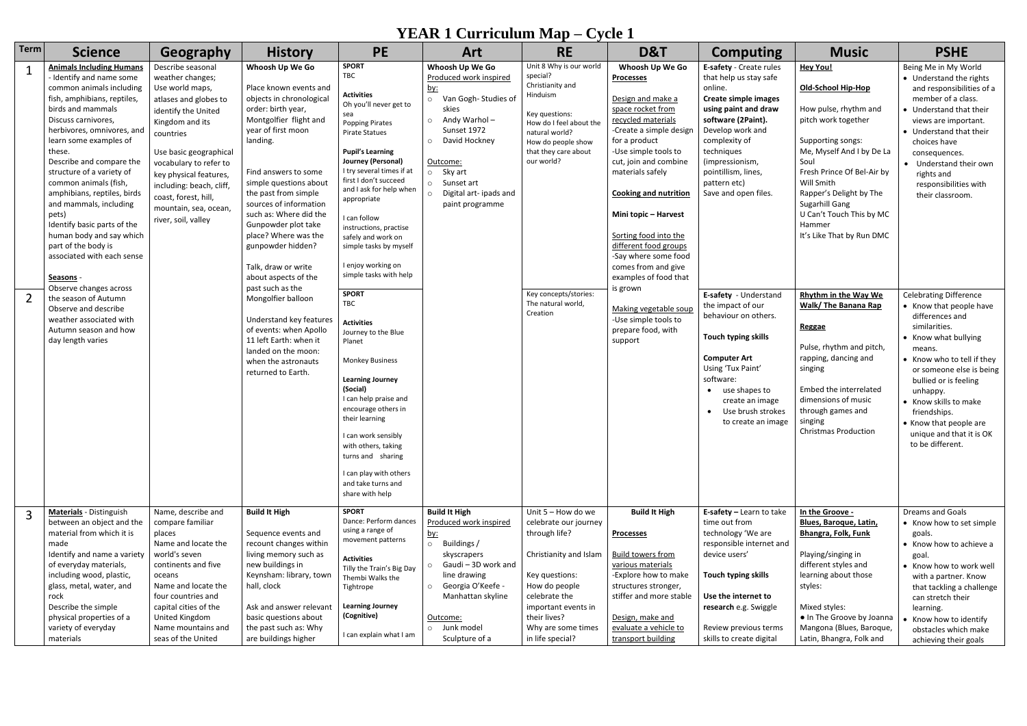# YEAR 1 Curriculum Map – Cycle 1

| Term | Science | Geography | History | PE | Art | RE | D&T | Computing | Music | PSHE |
|---|---|---|---|---|---|---|---|---|---|---|
| 1 | **Animals Including Humans** - Identify and name some common animals including fish, amphibians, reptiles, birds and mammals<br>Discuss carnivores, herbivores, omnivores, and learn some examples of these.<br>Describe and compare the structure of a variety of common animals (fish, amphibians, reptiles, birds and mammals, including pets)<br>Identify basic parts of the human body and say which part of the body is associated with each sense<br><br>**Seasons** -<br>Observe changes across the season of Autumn<br>Observe and describe weather associated with Autumn season and how day length varies | Describe seasonal weather changes;<br>Use world maps, atlases and globes to identify the United Kingdom and its countries<br><br>Use basic geographical vocabulary to refer to key physical features, including: beach, cliff, coast, forest, hill, mountain, sea, ocean, river, soil, valley | **Whoosh Up We Go**<br><br>Place known events and objects in chronological order: birth year, Montgolfier flight and year of first moon landing.<br><br>Find answers to some simple questions about the past from simple sources of information such as: Where did the Gunpowder plot take place? Where was the gunpowder hidden?<br><br>Talk, draw or write about aspects of the past such as the Mongolfier balloon<br><br>Understand key features of events: when Apollo 11 left Earth: when it landed on the moon: when the astronauts returned to Earth. | **SPORT**<br>TBC<br><br>**Activities**<br>Oh you'll never get to sea<br>Popping Pirates<br>Pirate Statues<br><br>**Pupil's Learning Journey (Personal)**<br>I try several times if at first I don't succeed and I ask for help when appropriate<br><br>I can follow instructions, practise safely and work on simple tasks by myself<br><br>I enjoy working on simple tasks with help | **Whoosh Up We Go**<br>Produced work inspired by:<br>○ Van Gogh- Studies of skies<br>○ Andy Warhol – Sunset 1972<br>○ David Hockney<br><br>Outcome:<br>○ Sky art<br>○ Sunset art<br>○ Digital art- ipads and paint programme | Unit 8 Why is our world special?<br>Christianity and Hinduism<br><br>Key questions:<br>How do I feel about the natural world?<br>How do people show that they care about our world? | **Whoosh Up We Go**<br>**Processes**<br><br>Design and make a space rocket from recycled materials<br>-Create a simple design for a product<br>-Use simple tools to cut, join and combine materials safely<br><br>**Cooking and nutrition**<br><br>**Mini topic – Harvest**<br><br>Sorting food into the different food groups<br>-Say where some food comes from and give examples of food that is grown | **E-safety** - Create rules that help us stay safe online.<br>**Create simple images using paint and draw software (2Paint).**<br>Develop work and complexity of techniques (impressionism, pointillism, lines, pattern etc)<br>Save and open files. | **Hey You!**<br><br>**Old-School Hip-Hop**<br><br>How pulse, rhythm and pitch work together<br><br>Supporting songs:<br>Me, Myself And I by De La Soul<br>Fresh Prince Of Bel-Air by Will Smith<br>Rapper's Delight by The Sugarhill Gang<br>U Can't Touch This by MC Hammer<br>It's Like That by Run DMC | Being Me in My World<br>• Understand the rights and responsibilities of a member of a class.<br>• Understand that their views are important.<br>• Understand that their choices have consequences.<br>• Understand their own rights and responsibilities with their classroom. |
| 2 | | | | **SPORT**<br>TBC<br><br>**Activities**<br>Journey to the Blue Planet<br><br>Monkey Business<br><br>**Learning Journey (Social)**<br>I can help praise and encourage others in their learning<br><br>I can work sensibly with others, taking turns and sharing<br><br>I can play with others and take turns and share with help | | Key concepts/stories:<br>The natural world, Creation | Making vegetable soup<br>-Use simple tools to prepare food, with support | **E-safety** - Understand the impact of our behaviour on others.<br><br>**Touch typing skills**<br><br>**Computer Art**<br>Using 'Tux Paint' software:<br>• use shapes to create an image<br>• Use brush strokes to create an image | **Rhythm in the Way We Walk/ The Banana Rap**<br><br>**Reggae**<br><br>Pulse, rhythm and pitch, rapping, dancing and singing<br><br>Embed the interrelated dimensions of music through games and singing<br>Christmas Production | Celebrating Difference<br>• Know that people have differences and similarities.<br>• Know what bullying means.<br>• Know who to tell if they or someone else is being bullied or is feeling unhappy.<br>• Know skills to make friendships.<br>• Know that people are unique and that it is OK to be different. |
| 3 | **Materials** - Distinguish between an object and the material from which it is made<br>Identify and name a variety of everyday materials, including wood, plastic, glass, metal, water, and rock<br>Describe the simple physical properties of a variety of everyday materials | Name, describe and compare familiar places<br>Name and locate the world's seven continents and five oceans<br>Name and locate the four countries and capital cities of the United Kingdom<br>Name mountains and seas of the United | **Build It High**<br><br>Sequence events and recount changes within living memory such as new buildings in Keynsham: library, town hall, clock<br><br>Ask and answer relevant basic questions about the past such as: Why are buildings higher | **SPORT**<br>Dance: Perform dances using a range of movement patterns<br><br>**Activities**<br>Tilly the Train's Big Day<br>Thembi Walks the Tightrope<br><br>**Learning Journey (Cognitive)**<br><br>I can explain what I am | **Build It High**<br>Produced work inspired by:<br>○ Buildings / skyscrapers<br>○ Gaudi – 3D work and line drawing<br>○ Georgia O'Keefe - Manhattan skyline<br><br>Outcome:<br>○ Junk model Sculpture of a | Unit 5 – How do we celebrate our journey through life?<br><br>Christianity and Islam<br><br>Key questions:<br>How do people celebrate the important events in their lives?<br>Why are some times in life special? | **Build It High**<br><br>**Processes**<br><br>Build towers from various materials<br>-Explore how to make structures stronger, stiffer and more stable<br><br>Design, make and evaluate a vehicle to transport building | **E-safety –** Learn to take time out from technology 'We are responsible internet and device users'<br><br>**Touch typing skills**<br><br>**Use the internet to research** e.g. Swiggle<br><br>Review previous terms skills to create digital | **In the Groove - Blues, Baroque, Latin, Bhangra, Folk, Funk**<br><br>Playing/singing in different styles and learning about those styles:<br><br>Mixed styles:<br>● In The Groove by Joanna Mangona (Blues, Baroque, Latin, Bhangra, Folk and | Dreams and Goals<br>• Know how to set simple goals.<br>• Know how to achieve a goal.<br>• Know how to work well with a partner. Know that tackling a challenge can stretch their learning.<br>• Know how to identify obstacles which make achieving their goals |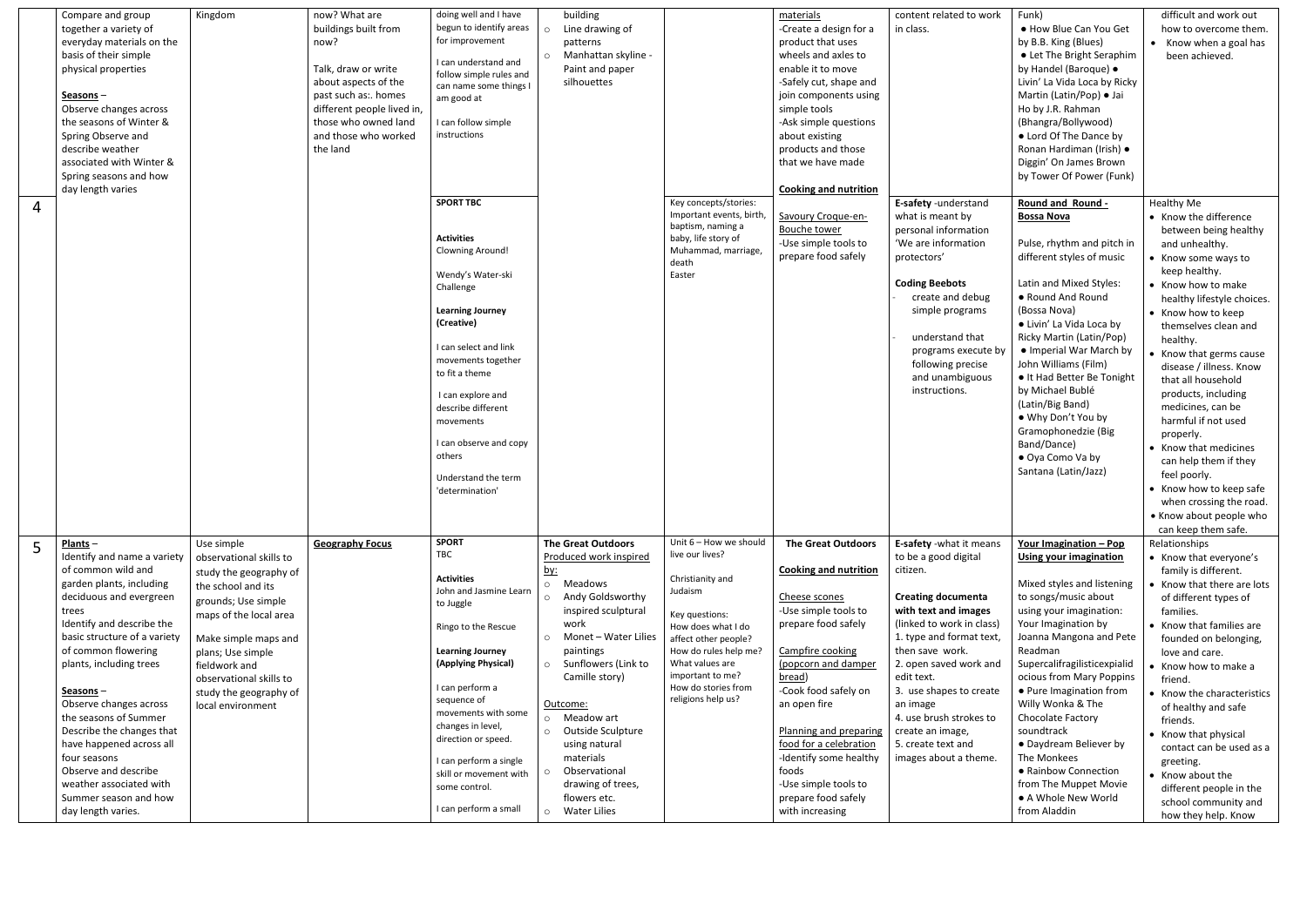| | | | | | | | | | | | |
|---|---|---|---|---|---|---|---|---|---|---|---|
| | Compare and group together a variety of everyday materials on the basis of their simple physical properties<br><br>**Seasons** –<br>Observe changes across the seasons of Winter & Spring Observe and describe weather associated with Winter & Spring seasons and how day length varies | Kingdom | now? What are buildings built from now?<br><br>Talk, draw or write about aspects of the past such as:. homes different people lived in, those who owned land and those who worked the land | doing well and I have begun to identify areas for improvement<br><br>I can understand and follow simple rules and can name some things I am good at<br><br>I can follow simple instructions | building<br>○ Line drawing of patterns<br>○ Manhattan skyline - Paint and paper silhouettes | | materials<br>-Create a design for a product that uses wheels and axles to enable it to move<br>-Safely cut, shape and join components using simple tools<br>-Ask simple questions about existing products and those that we have made | content related to work in class. | Funk)<br>● How Blue Can You Get by B.B. King (Blues)<br>● Let The Bright Seraphim by Handel (Baroque) ● Livin' La Vida Loca by Ricky Martin (Latin/Pop) ● Jai Ho by J.R. Rahman (Bhangra/Bollywood)<br>● Lord Of The Dance by Ronan Hardiman (Irish) ● Diggin' On James Brown by Tower Of Power (Funk) | difficult and work out how to overcome them.<br>• Know when a goal has been achieved. |
| 4 | | | | **SPORT TBC**<br><br>**Activities**<br>Clowning Around!<br><br>Wendy's Water-ski Challenge<br><br>**Learning Journey (Creative)**<br><br>I can select and link movements together to fit a theme<br><br>I can explore and describe different movements<br><br>I can observe and copy others<br><br>Understand the term 'determination' | | Key concepts/stories: Important events, birth, baptism, naming a baby, life story of Muhammad, marriage, death<br>Easter | **Cooking and nutrition**<br><br>Savoury Croque-en-Bouche tower<br>-Use simple tools to prepare food safely | **E-safety** -understand what is meant by personal information 'We are information protectors'<br><br>**Coding Beebots**<br>- create and debug simple programs<br>- understand that programs execute by following precise and unambiguous instructions. | **Round and Round - Bossa Nova**<br><br>Pulse, rhythm and pitch in different styles of music<br><br>Latin and Mixed Styles:<br>● Round And Round (Bossa Nova)<br>● Livin' La Vida Loca by Ricky Martin (Latin/Pop)<br>● Imperial War March by John Williams (Film)<br>● It Had Better Be Tonight by Michael Bublé (Latin/Big Band)<br>● Why Don't You by Gramophonedzie (Big Band/Dance)<br>● Oya Como Va by Santana (Latin/Jazz) | Healthy Me<br>• Know the difference between being healthy and unhealthy.<br>• Know some ways to keep healthy.<br>• Know how to make healthy lifestyle choices.<br>• Know how to keep themselves clean and healthy.<br>• Know that germs cause disease / illness. Know that all household products, including medicines, can be harmful if not used properly.<br>• Know that medicines can help them if they feel poorly.<br>• Know how to keep safe when crossing the road.<br>• Know about people who can keep them safe. |
| 5 | **Plants** –<br>Identify and name a variety of common wild and garden plants, including deciduous and evergreen trees<br>Identify and describe the basic structure of a variety of common flowering plants, including trees<br><br>**Seasons** –<br>Observe changes across the seasons of Summer<br>Describe the changes that have happened across all four seasons<br>Observe and describe weather associated with Summer season and how day length varies. | Use simple observational skills to study the geography of the school and its grounds; Use simple maps of the local area<br><br>Make simple maps and plans; Use simple fieldwork and observational skills to study the geography of local environment | **Geography Focus** | **SPORT**<br>TBC<br><br>**Activities**<br>John and Jasmine Learn to Juggle<br><br>Ringo to the Rescue<br><br>**Learning Journey (Applying Physical)**<br><br>I can perform a sequence of movements with some changes in level, direction or speed.<br><br>I can perform a single skill or movement with some control.<br><br>I can perform a small | **The Great Outdoors**<br>Produced work inspired by:<br>○ Meadows<br>○ Andy Goldsworthy inspired sculptural work<br>○ Monet – Water Lilies paintings<br>○ Sunflowers (Link to Camille story)<br><br>Outcome:<br>○ Meadow art<br>○ Outside Sculpture using natural materials<br>○ Observational drawing of trees, flowers etc.<br>○ Water Lilies | Unit 6 – How we should live our lives?<br><br>Christianity and Judaism<br><br>Key questions:<br>How does what I do affect other people?<br>How do rules help me?<br>What values are important to me?<br>How do stories from religions help us? | **The Great Outdoors**<br><br>**Cooking and nutrition**<br><br>Cheese scones<br>-Use simple tools to prepare food safely<br><br>Campfire cooking (popcorn and damper bread)<br>-Cook food safely on an open fire<br><br>Planning and preparing food for a celebration<br>-Identify some healthy foods<br>-Use simple tools to prepare food safely with increasing | **E-safety** -what it means to be a good digital citizen.<br><br>**Creating documenta with text and images** (linked to work in class)<br>1. type and format text, then save work.<br>2. open saved work and edit text.<br>3. use shapes to create an image<br>4. use brush strokes to create an image,<br>5. create text and images about a theme. | **Your Imagination – Pop Using your imagination**<br><br>Mixed styles and listening to songs/music about using your imagination: Your Imagination by Joanna Mangona and Pete Readman<br>Supercalifragilisticexpialidocious from Mary Poppins<br>● Pure Imagination from Willy Wonka & The Chocolate Factory soundtrack<br>● Daydream Believer by The Monkees<br>● Rainbow Connection from The Muppet Movie<br>● A Whole New World from Aladdin | Relationships<br>• Know that everyone's family is different.<br>• Know that there are lots of different types of families.<br>• Know that families are founded on belonging, love and care.<br>• Know how to make a friend.<br>• Know the characteristics of healthy and safe friends.<br>• Know that physical contact can be used as a greeting.<br>• Know about the different people in the school community and how they help. Know |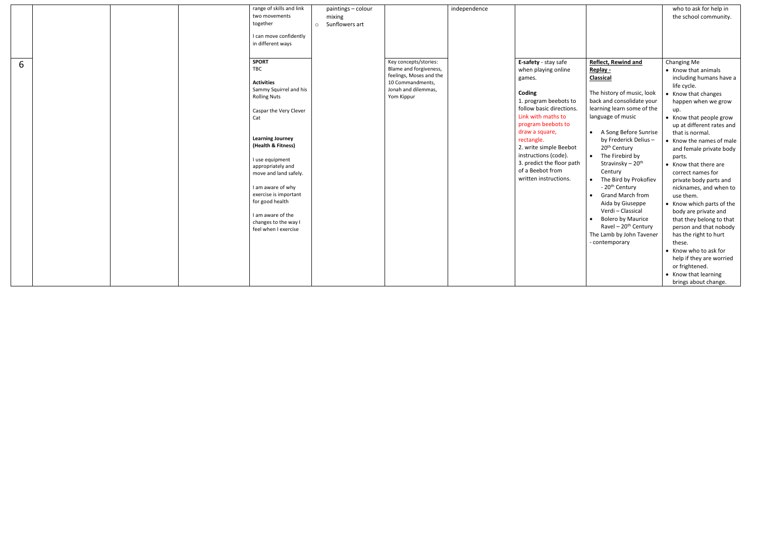|  |  |  |  | range of skills and link two movements together<br><br>I can move confidently in different ways | paintings – colour mixing<br>○ Sunflowers art |  | independence |  |  | who to ask for help in the school community. |
|---|---|---|---|---|---|---|---|---|---|---|
| 6 |  |  |  | **SPORT**<br>TBC<br><br>**Activities**<br>Sammy Squirrel and his Rolling Nuts<br><br>Caspar the Very Clever Cat<br><br>**Learning Journey (Health & Fitness)**<br><br>I use equipment appropriately and move and land safely.<br><br>I am aware of why exercise is important for good health<br><br>I am aware of the changes to the way I feel when I exercise |  | Key concepts/stories: Blame and forgiveness, feelings, Moses and the 10 Commandments, Jonah and dilemmas, Yom Kippur |  | **E-safety** - stay safe when playing online games.<br><br>**Coding**<br>1. program beebots to follow basic directions. Link with maths to program beebots to draw a square, rectangle.<br>2. write simple Beebot instructions (code).<br>3. predict the floor path of a Beebot from written instructions. | **Reflect, Rewind and Replay - Classical**<br><br>The history of music, look back and consolidate your learning learn some of the language of music<br><br>• A Song Before Sunrise by Frederick Delius – 20th Century<br>• The Firebird by Stravinsky – 20th Century<br>• The Bird by Prokofiev - 20th Century<br>• Grand March from Aida by Giuseppe Verdi – Classical<br>• Bolero by Maurice Ravel – 20th Century<br>The Lamb by John Tavener - contemporary | Changing Me<br>• Know that animals including humans have a life cycle.<br>• Know that changes happen when we grow up.<br>• Know that people grow up at different rates and that is normal.<br>• Know the names of male and female private body parts.<br>• Know that there are correct names for private body parts and nicknames, and when to use them.<br>• Know which parts of the body are private and that they belong to that person and that nobody has the right to hurt these.<br>• Know who to ask for help if they are worried or frightened.<br>• Know that learning brings about change. |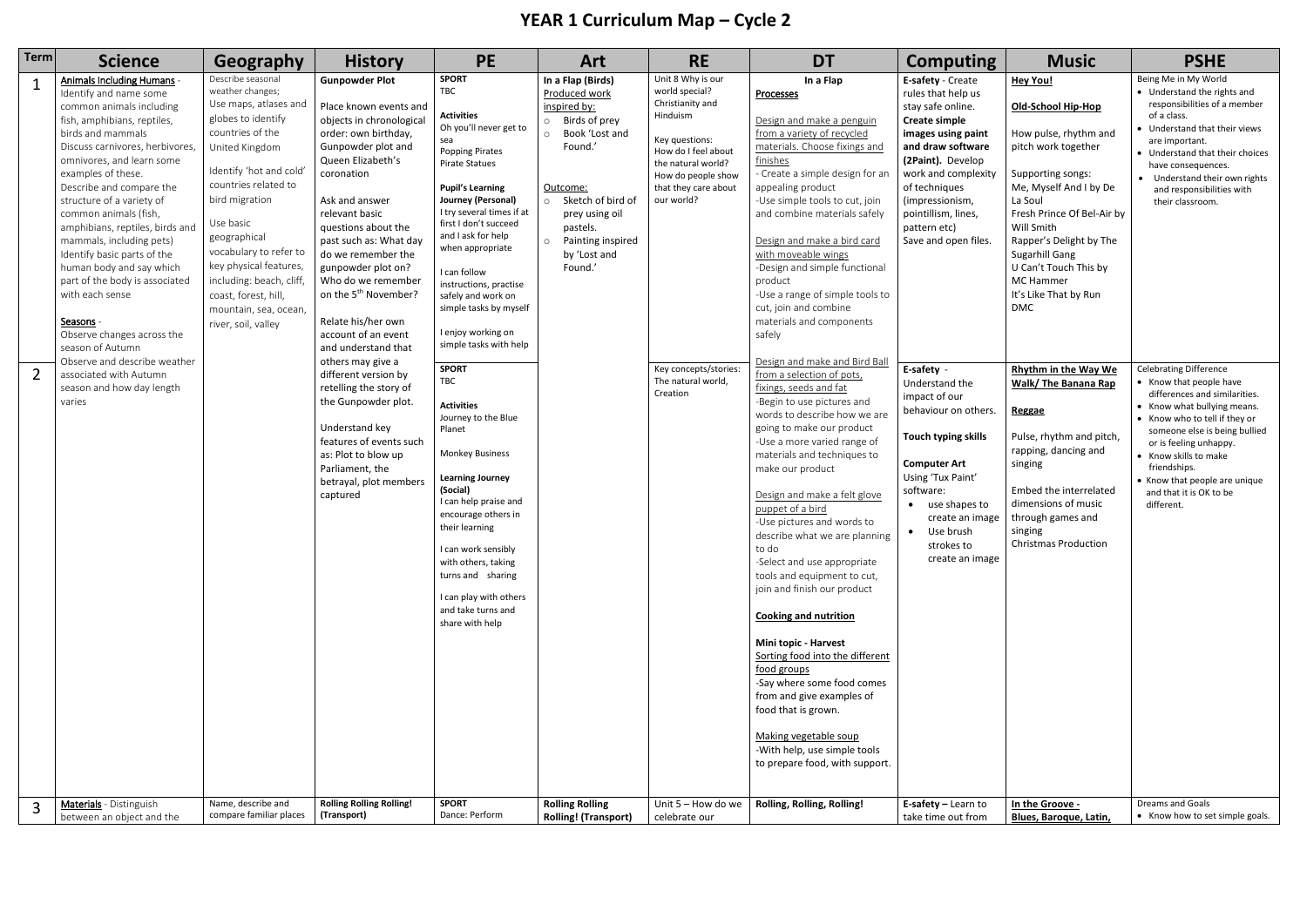# YEAR 1 Curriculum Map – Cycle 2

| Term | Science | Geography | History | PE | Art | RE | DT | Computing | Music | PSHE |
|---|---|---|---|---|---|---|---|---|---|---|
| 1 | **Animals Including Humans** - Identify and name some common animals including fish, amphibians, reptiles, birds and mammals<br>Discuss carnivores, herbivores, omnivores, and learn some examples of these.<br>Describe and compare the structure of a variety of common animals (fish, amphibians, reptiles, birds and mammals, including pets)<br>Identify basic parts of the human body and say which part of the body is associated with each sense<br><br>**Seasons** - Observe changes across the season of Autumn<br>Observe and describe weather associated with Autumn season and how day length varies | Describe seasonal weather changes;<br>Use maps, atlases and globes to identify countries of the United Kingdom<br><br>Identify 'hot and cold' countries related to bird migration<br><br>Use basic geographical vocabulary to refer to key physical features, including: beach, cliff, coast, forest, hill, mountain, sea, ocean, river, soil, valley | **Gunpowder Plot**<br><br>Place known events and objects in chronological order: own birthday, Gunpowder plot and Queen Elizabeth's coronation<br><br>Ask and answer relevant basic questions about the past such as: What day was the gunpowder plot on? Who do we remember on the 5th November?<br><br>Relate his/her own account of an event and understand that others may give a different version by retelling the story of the Gunpowder plot.<br><br>Understand key features of events such as: Plot to blow up Parliament, the betrayal, plot members captured | **SPORT**<br>TBC<br><br>**Activities**<br>Oh you'll never get to sea<br>Popping Pirates<br>Pirate Statues<br><br>**Pupil's Learning Journey (Personal)**<br>I try several times if at first I don't succeed and I ask for help when appropriate<br><br>I can follow instructions, practise safely and work on simple tasks by myself<br><br>I enjoy working on simple tasks with help | **In a Flap (Birds)**<br>Produced work inspired by:<br>- Birds of prey<br>- Book 'Lost and Found.'<br><br>Outcome:<br>- Sketch of bird of prey using oil pastels.<br>- Painting inspired by 'Lost and Found.' | Unit 8 Why is our world special? Christianity and Hinduism<br><br>Key questions:<br>How do I feel about the natural world?<br>How do people show that they care about our world? | **In a Flap**<br>**Processes**<br><br>Design and make a penguin from a variety of recycled materials. Choose fixings and finishes<br>- Create a simple design for an appealing product<br>-Use simple tools to cut, join and combine materials safely<br><br>Design and make a bird card with moveable wings<br>-Design and simple functional product<br>-Use a range of simple tools to cut, join and combine materials and components safely<br><br>Design and make and Bird Ball from a selection of pots, fixings, seeds and fat<br>-Begin to use pictures and words to describe how we are going to make our product<br>-Use a more varied range of materials and techniques to make our product<br><br>Design and make a felt glove puppet of a bird<br>-Use pictures and words to describe what we are planning to do<br>-Select and use appropriate tools and equipment to cut, join and finish our product<br><br>**Cooking and nutrition**<br><br>**Mini topic - Harvest**<br>Sorting food into the different food groups<br>-Say where some food comes from and give examples of food that is grown.<br><br>Making vegetable soup<br>-With help, use simple tools to prepare food, with support. | **E-safety** - Create rules that help us stay safe online.<br>**Create simple images using paint and draw software (2Paint).** Develop work and complexity of techniques (impressionism, pointillism, lines, pattern etc)<br>Save and open files. | **Hey You!**<br><br>**Old-School Hip-Hop**<br><br>How pulse, rhythm and pitch work together<br><br>Supporting songs:<br>Me, Myself And I by De La Soul<br>Fresh Prince Of Bel-Air by Will Smith<br>Rapper's Delight by The Sugarhill Gang<br>U Can't Touch This by MC Hammer<br>It's Like That by Run DMC | Being Me in My World<br>- Understand the rights and responsibilities of a member of a class.<br>- Understand that their views are important.<br>- Understand that their choices have consequences.<br>- Understand their own rights and responsibilities with their classroom. |
| 2 | | | | **SPORT**<br>TBC<br><br>**Activities**<br>Journey to the Blue Planet<br><br>Monkey Business<br><br>**Learning Journey (Social)**<br>I can help praise and encourage others in their learning<br><br>I can work sensibly with others, taking turns and sharing<br><br>I can play with others and take turns and share with help | | Key concepts/stories: The natural world, Creation | | **E-safety** - Understand the impact of our behaviour on others.<br><br>**Touch typing skills**<br><br>**Computer Art**<br>Using 'Tux Paint' software:<br>- use shapes to create an image<br>- Use brush strokes to create an image | **Rhythm in the Way We Walk/ The Banana Rap**<br><br>**Reggae**<br><br>Pulse, rhythm and pitch, rapping, dancing and singing<br><br>Embed the interrelated dimensions of music through games and singing<br>Christmas Production | Celebrating Difference<br>- Know that people have differences and similarities.<br>- Know what bullying means.<br>- Know who to tell if they or someone else is being bullied or is feeling unhappy.<br>- Know skills to make friendships.<br>- Know that people are unique and that it is OK to be different. |
| 3 | **Materials** - Distinguish between an object and the | Name, describe and compare familiar places | **Rolling Rolling Rolling! (Transport)** | **SPORT**<br>Dance: Perform | **Rolling Rolling Rolling! (Transport)** | Unit 5 – How do we celebrate our | **Rolling, Rolling, Rolling!** | **E-safety** – Learn to take time out from | **In the Groove - Blues, Baroque, Latin,** | Dreams and Goals<br>- Know how to set simple goals. |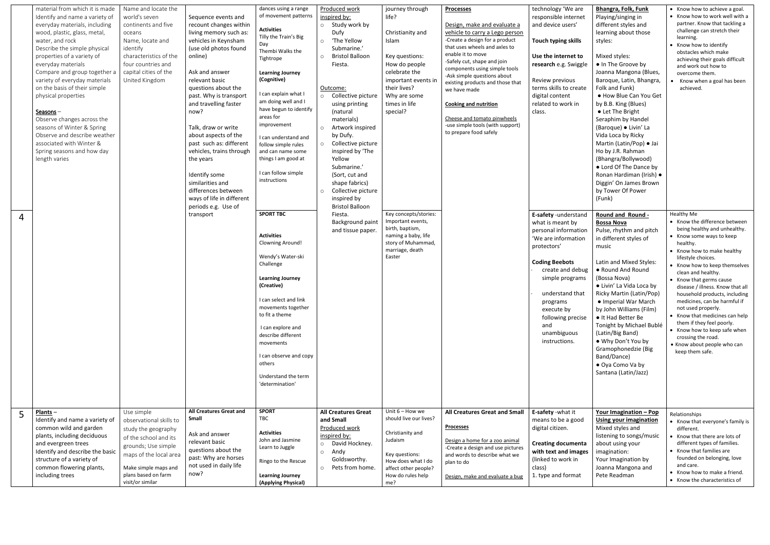| | | | | | | | | | | |
|---|---|---|---|---|---|---|---|---|---|---|
| | material from which it is made<br>Identify and name a variety of everyday materials, including wood, plastic, glass, metal, water, and rock<br>Describe the simple physical properties of a variety of everyday materials<br>Compare and group together a variety of everyday materials on the basis of their simple physical properties<br><br>**Seasons** –<br>Observe changes across the seasons of Winter & Spring<br>Observe and describe weather associated with Winter & Spring seasons and how day length varies | Name and locate the world's seven continents and five oceans<br>Name, locate and identify characteristics of the four countries and capital cities of the United Kingdom | Sequence events and recount changes within living memory such as: vehicles in Keynsham (use old photos found online)<br><br>Ask and answer relevant basic questions about the past. Why is transport and travelling faster now?<br><br>Talk, draw or write about aspects of the past such as: different vehicles, trains through the years<br><br>Identify some similarities and differences between ways of life in different periods e.g. Use of transport | dances using a range of movement patterns<br><br>**Activities**<br>Tilly the Train's Big Day<br>Thembi Walks the Tightrope<br><br>**Learning Journey (Cognitive)**<br><br>I can explain what I am doing well and I have begun to identify areas for improvement<br><br>I can understand and follow simple rules and can name some things I am good at<br><br>I can follow simple instructions | Produced work inspired by:<br>○ Study work by Dufy<br>○ 'The Yellow Submarine.'<br>○ Bristol Balloon Fiesta.<br><br>Outcome:<br>○ Collective picture using printing (natural materials)<br>○ Artwork inspired by Dufy.<br>○ Collective picture inspired by 'The Yellow Submarine.' (Sort, cut and shape fabrics)<br>○ Collective picture inspired by Bristol Balloon Fiesta. Background paint and tissue paper. | journey through life?<br><br>Christianity and Islam<br><br>Key questions:<br>How do people celebrate the important events in their lives?<br>Why are some times in life special? | **Processes**<br><br>Design, make and evaluate a vehicle to carry a Lego person<br>-Create a design for a product that uses wheels and axles to enable it to move<br>-Safely cut, shape and join components using simple tools<br>-Ask simple questions about existing products and those that we have made<br><br>**Cooking and nutrition**<br><br>Cheese and tomato pinwheels<br>-use simple tools (with support) to prepare food safely | technology 'We are responsible internet and device users'<br><br>**Touch typing skills**<br><br>**Use the internet to research** e.g. Swiggle<br><br>Review previous terms skills to create digital content related to work in class. | **Bhangra, Folk, Funk**<br>Playing/singing in different styles and learning about those styles:<br><br>Mixed styles:<br>● In The Groove by Joanna Mangona (Blues, Baroque, Latin, Bhangra, Folk and Funk)<br>● How Blue Can You Get by B.B. King (Blues)<br>● Let The Bright Seraphim by Handel (Baroque) ● Livin' La Vida Loca by Ricky Martin (Latin/Pop) ● Jai Ho by J.R. Rahman (Bhangra/Bollywood)<br>● Lord Of The Dance by Ronan Hardiman (Irish) ● Diggin' On James Brown by Tower Of Power (Funk) | • Know how to achieve a goal.<br>• Know how to work well with a partner. Know that tackling a challenge can stretch their learning.<br>• Know how to identify obstacles which make achieving their goals difficult and work out how to overcome them.<br>• Know when a goal has been achieved. |
| 4 | | | | **SPORT TBC**<br><br>**Activities**<br>Clowning Around!<br><br>Wendy's Water-ski Challenge<br><br>**Learning Journey (Creative)**<br><br>I can select and link movements together to fit a theme<br><br>I can explore and describe different movements<br><br>I can observe and copy others<br><br>Understand the term 'determination' | | Key concepts/stories:<br>Important events, birth, baptism, naming a baby, life story of Muhammad, marriage, death<br>Easter | | **E-safety** -understand what is meant by personal information 'We are information protectors'<br><br>**Coding Beebots**<br>- create and debug simple programs<br>- understand that programs execute by following precise and unambiguous instructions. | **Round and Round - Bossa Nova**<br>Pulse, rhythm and pitch in different styles of music<br><br>Latin and Mixed Styles:<br>● Round And Round (Bossa Nova)<br>● Livin' La Vida Loca by Ricky Martin (Latin/Pop)<br>● Imperial War March by John Williams (Film)<br>● It Had Better Be Tonight by Michael Bublé (Latin/Big Band)<br>● Why Don't You by Gramophonedzie (Big Band/Dance)<br>● Oya Como Va by Santana (Latin/Jazz) | Healthy Me<br>• Know the difference between being healthy and unhealthy.<br>• Know some ways to keep healthy.<br>• Know how to make healthy lifestyle choices.<br>• Know how to keep themselves clean and healthy.<br>• Know that germs cause disease / illness. Know that all household products, including medicines, can be harmful if not used properly.<br>• Know that medicines can help them if they feel poorly.<br>• Know how to keep safe when crossing the road.<br>• Know about people who can keep them safe. |
| 5 | **Plants** –<br>Identify and name a variety of common wild and garden plants, including deciduous and evergreen trees<br>Identify and describe the basic structure of a variety of common flowering plants, including trees | Use simple observational skills to study the geography of the school and its grounds; Use simple maps of the local area<br><br>Make simple maps and plans based on farm visit/or similar | **All Creatures Great and Small**<br><br>Ask and answer relevant basic questions about the past: Why are horses not used in daily life now? | **SPORT**<br>TBC<br><br>**Activities**<br>John and Jasmine Learn to Juggle<br><br>Ringo to the Rescue<br><br>**Learning Journey (Applying Physical)** | **All Creatures Great and Small**<br>Produced work inspired by:<br>○ David Hockney.<br>○ Andy Goldsworthy.<br>○ Pets from home. | Unit 6 – How we should live our lives?<br><br>Christianity and Judaism<br><br>Key questions:<br>How does what I do affect other people?<br>How do rules help me? | **All Creatures Great and Small**<br><br>**Processes**<br><br>Design a home for a zoo animal<br>-Create a design and use pictures and words to describe what we plan to do<br><br>Design, make and evaluate a bug | **E-safety** -what it means to be a good digital citizen.<br><br>**Creating documenta with text and images** (linked to work in class)<br>1. type and format | **Your Imagination – Pop Using your imagination**<br>Mixed styles and listening to songs/music about using your imagination:<br>Your Imagination by Joanna Mangona and Pete Readman | Relationships<br>• Know that everyone's family is different.<br>• Know that there are lots of different types of families.<br>• Know that families are founded on belonging, love and care.<br>• Know how to make a friend.<br>• Know the characteristics of |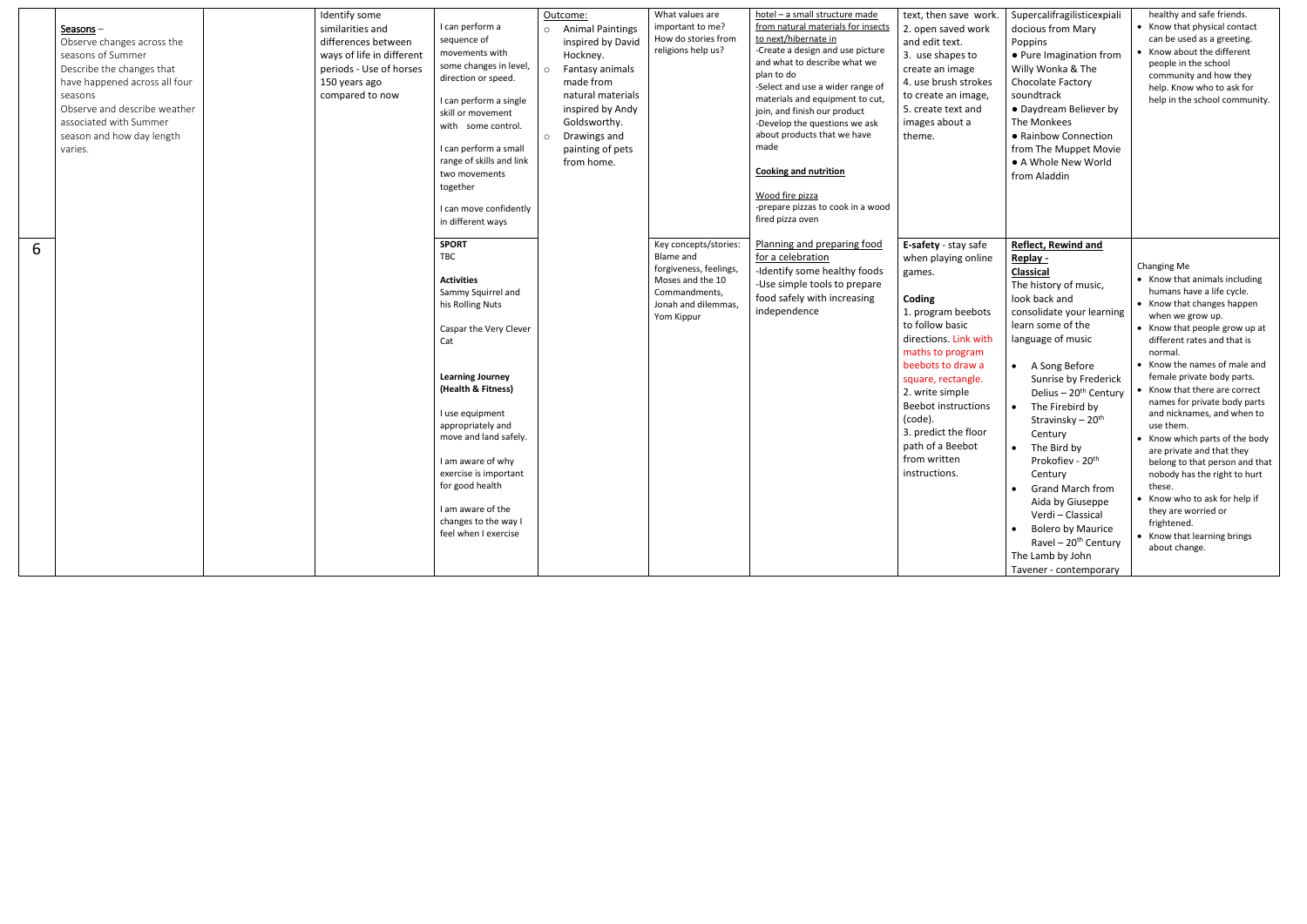| | | | | | | | | | | | |
|---|---|---|---|---|---|---|---|---|---|---|---|
| | **Seasons** – Observe changes across the seasons of Summer<br>Describe the changes that have happened across all four seasons<br>Observe and describe weather associated with Summer season and how day length varies. | | Identify some similarities and differences between ways of life in different periods - Use of horses 150 years ago compared to now | I can perform a sequence of movements with some changes in level, direction or speed.<br><br>I can perform a single skill or movement with some control.<br><br>I can perform a small range of skills and link two movements together<br><br>I can move confidently in different ways | Outcome:<br>○ Animal Paintings inspired by David Hockney.<br>○ Fantasy animals made from natural materials inspired by Andy Goldsworthy.<br>○ Drawings and painting of pets from home. | What values are important to me? How do stories from religions help us? | hotel – a small structure made from natural materials for insects to next/hibernate in<br>-Create a design and use picture and what to describe what we plan to do<br>-Select and use a wider range of materials and equipment to cut, join, and finish our product<br>-Develop the questions we ask about products that we have made<br><br>**Cooking and nutrition**<br><br>Wood fire pizza<br>-prepare pizzas to cook in a wood fired pizza oven | text, then save work.<br>2. open saved work and edit text.<br>3. use shapes to create an image<br>4. use brush strokes to create an image,<br>5. create text and images about a theme. | Supercalifragilisticexpialidocious from Mary Poppins<br>• Pure Imagination from Willy Wonka & The Chocolate Factory soundtrack<br>• Daydream Believer by The Monkees<br>• Rainbow Connection from The Muppet Movie<br>• A Whole New World from Aladdin | healthy and safe friends.<br>• Know that physical contact can be used as a greeting.<br>• Know about the different people in the school community and how they help. Know who to ask for help in the school community. |
| 6 | | | | **SPORT**<br>TBC<br><br>**Activities**<br>Sammy Squirrel and his Rolling Nuts<br><br>Caspar the Very Clever Cat<br><br>**Learning Journey (Health & Fitness)**<br><br>I use equipment appropriately and move and land safely.<br><br>I am aware of why exercise is important for good health<br><br>I am aware of the changes to the way I feel when I exercise | | Key concepts/stories: Blame and forgiveness, feelings, Moses and the 10 Commandments, Jonah and dilemmas, Yom Kippur | Planning and preparing food for a celebration<br>-Identify some healthy foods<br>-Use simple tools to prepare food safely with increasing independence | **E-safety** - stay safe when playing online games.<br><br>**Coding**<br>1. program beebots to follow basic directions. Link with maths to program beebots to draw a square, rectangle.<br>2. write simple Beebot instructions (code).<br>3. predict the floor path of a Beebot from written instructions. | **Reflect, Rewind and Replay - Classical**<br>The history of music, look back and consolidate your learning learn some of the language of music<br><br>• A Song Before Sunrise by Frederick Delius – 20th Century<br>• The Firebird by Stravinsky – 20th Century<br>• The Bird by Prokofiev - 20th Century<br>• Grand March from Aida by Giuseppe Verdi – Classical<br>• Bolero by Maurice Ravel – 20th Century<br>The Lamb by John Tavener - contemporary | Changing Me<br>• Know that animals including humans have a life cycle.<br>• Know that changes happen when we grow up.<br>• Know that people grow up at different rates and that is normal.<br>• Know the names of male and female private body parts.<br>• Know that there are correct names for private body parts and nicknames, and when to use them.<br>• Know which parts of the body are private and that they belong to that person and that nobody has the right to hurt these.<br>• Know who to ask for help if they are worried or frightened.<br>• Know that learning brings about change. |